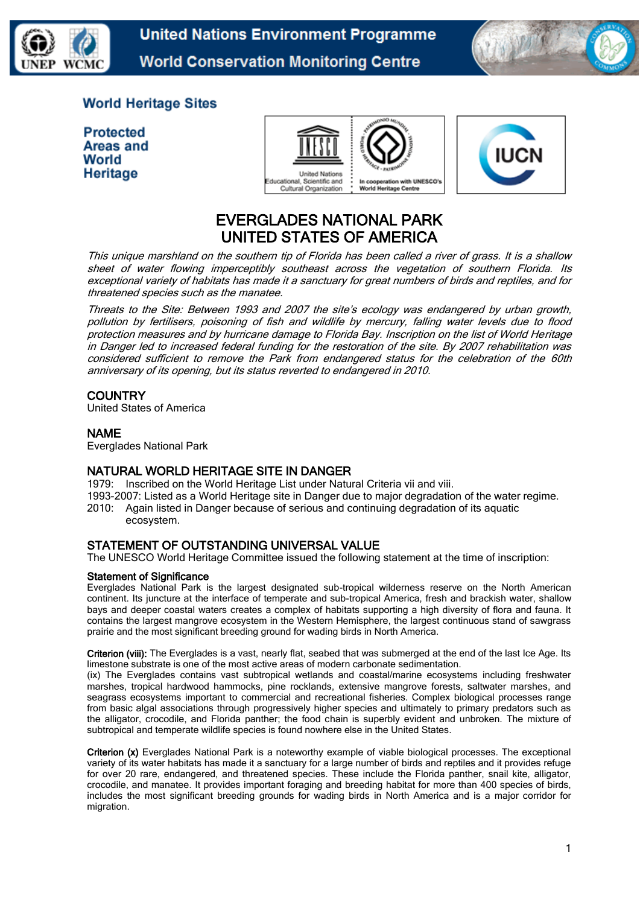United Nations Environment Programme
World Conservation Monitoring Centre

## World Heritage Sites

**Protected Areas and World Heritage**

# EVERGLADES NATIONAL PARK
# UNITED STATES OF AMERICA

*This unique marshland on the southern tip of Florida has been called a river of grass. It is a shallow sheet of water flowing imperceptibly southeast across the vegetation of southern Florida. Its exceptional variety of habitats has made it a sanctuary for great numbers of birds and reptiles, and for threatened species such as the manatee.*

*Threats to the Site: Between 1993 and 2007 the site's ecology was endangered by urban growth, pollution by fertilisers, poisoning of fish and wildlife by mercury, falling water levels due to flood protection measures and by hurricane damage to Florida Bay. Inscription on the list of World Heritage in Danger led to increased federal funding for the restoration of the site. By 2007 rehabilitation was considered sufficient to remove the Park from endangered status for the celebration of the 60th anniversary of its opening, but its status reverted to endangered in 2010.*

## COUNTRY

United States of America

## NAME

Everglades National Park

## NATURAL WORLD HERITAGE SITE IN DANGER

1979: Inscribed on the World Heritage List under Natural Criteria vii and viii.
1993-2007: Listed as a World Heritage site in Danger due to major degradation of the water regime.
2010: Again listed in Danger because of serious and continuing degradation of its aquatic ecosystem.

## STATEMENT OF OUTSTANDING UNIVERSAL VALUE

The UNESCO World Heritage Committee issued the following statement at the time of inscription:

### Statement of Significance

Everglades National Park is the largest designated sub-tropical wilderness reserve on the North American continent. Its juncture at the interface of temperate and sub-tropical America, fresh and brackish water, shallow bays and deeper coastal waters creates a complex of habitats supporting a high diversity of flora and fauna. It contains the largest mangrove ecosystem in the Western Hemisphere, the largest continuous stand of sawgrass prairie and the most significant breeding ground for wading birds in North America.

**Criterion (viii):** The Everglades is a vast, nearly flat, seabed that was submerged at the end of the last Ice Age. Its limestone substrate is one of the most active areas of modern carbonate sedimentation.
(ix) The Everglades contains vast subtropical wetlands and coastal/marine ecosystems including freshwater marshes, tropical hardwood hammocks, pine rocklands, extensive mangrove forests, saltwater marshes, and seagrass ecosystems important to commercial and recreational fisheries. Complex biological processes range from basic algal associations through progressively higher species and ultimately to primary predators such as the alligator, crocodile, and Florida panther; the food chain is superbly evident and unbroken. The mixture of subtropical and temperate wildlife species is found nowhere else in the United States.

**Criterion (x)** Everglades National Park is a noteworthy example of viable biological processes. The exceptional variety of its water habitats has made it a sanctuary for a large number of birds and reptiles and it provides refuge for over 20 rare, endangered, and threatened species. These include the Florida panther, snail kite, alligator, crocodile, and manatee. It provides important foraging and breeding habitat for more than 400 species of birds, includes the most significant breeding grounds for wading birds in North America and is a major corridor for migration.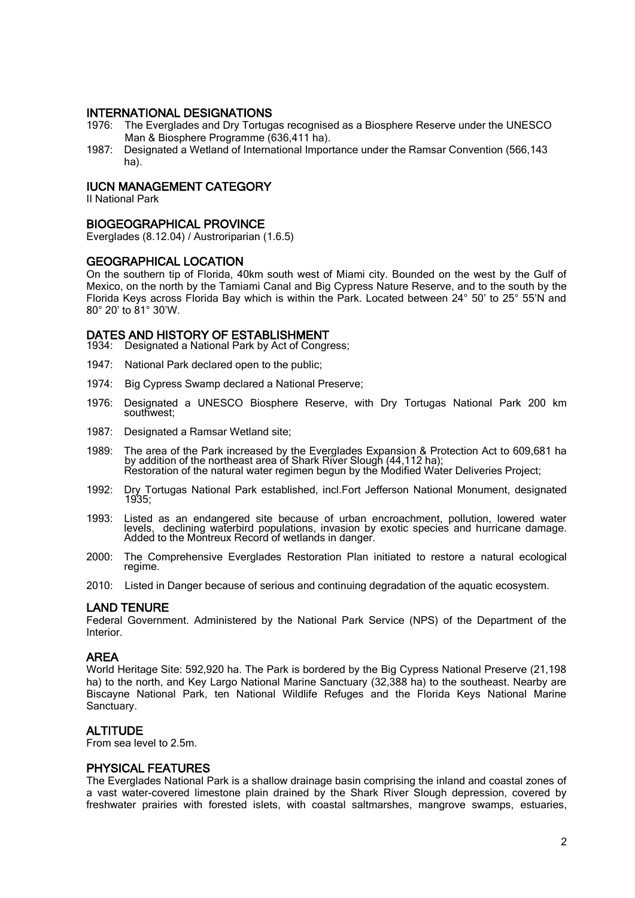## INTERNATIONAL DESIGNATIONS

1976: The Everglades and Dry Tortugas recognised as a Biosphere Reserve under the UNESCO Man & Biosphere Programme (636,411 ha).

1987: Designated a Wetland of International Importance under the Ramsar Convention (566,143 ha).

## IUCN MANAGEMENT CATEGORY

II National Park

## BIOGEOGRAPHICAL PROVINCE

Everglades (8.12.04) / Austroriparian (1.6.5)

## GEOGRAPHICAL LOCATION

On the southern tip of Florida, 40km south west of Miami city. Bounded on the west by the Gulf of Mexico, on the north by the Tamiami Canal and Big Cypress Nature Reserve, and to the south by the Florida Keys across Florida Bay which is within the Park. Located between 24° 50' to 25° 55'N and 80° 20' to 81° 30'W.

## DATES AND HISTORY OF ESTABLISHMENT

1934: Designated a National Park by Act of Congress;

1947: National Park declared open to the public;

1974: Big Cypress Swamp declared a National Preserve;

1976: Designated a UNESCO Biosphere Reserve, with Dry Tortugas National Park 200 km southwest;

1987: Designated a Ramsar Wetland site;

1989: The area of the Park increased by the Everglades Expansion & Protection Act to 609,681 ha by addition of the northeast area of Shark River Slough (44,112 ha); Restoration of the natural water regimen begun by the Modified Water Deliveries Project;

1992: Dry Tortugas National Park established, incl.Fort Jefferson National Monument, designated 1935;

1993: Listed as an endangered site because of urban encroachment, pollution, lowered water levels, declining waterbird populations, invasion by exotic species and hurricane damage. Added to the Montreux Record of wetlands in danger.

2000: The Comprehensive Everglades Restoration Plan initiated to restore a natural ecological regime.

2010: Listed in Danger because of serious and continuing degradation of the aquatic ecosystem.

## LAND TENURE

Federal Government. Administered by the National Park Service (NPS) of the Department of the Interior.

## AREA

World Heritage Site: 592,920 ha. The Park is bordered by the Big Cypress National Preserve (21,198 ha) to the north, and Key Largo National Marine Sanctuary (32,388 ha) to the southeast. Nearby are Biscayne National Park, ten National Wildlife Refuges and the Florida Keys National Marine Sanctuary.

## ALTITUDE

From sea level to 2.5m.

## PHYSICAL FEATURES

The Everglades National Park is a shallow drainage basin comprising the inland and coastal zones of a vast water-covered limestone plain drained by the Shark River Slough depression, covered by freshwater prairies with forested islets, with coastal saltmarshes, mangrove swamps, estuaries,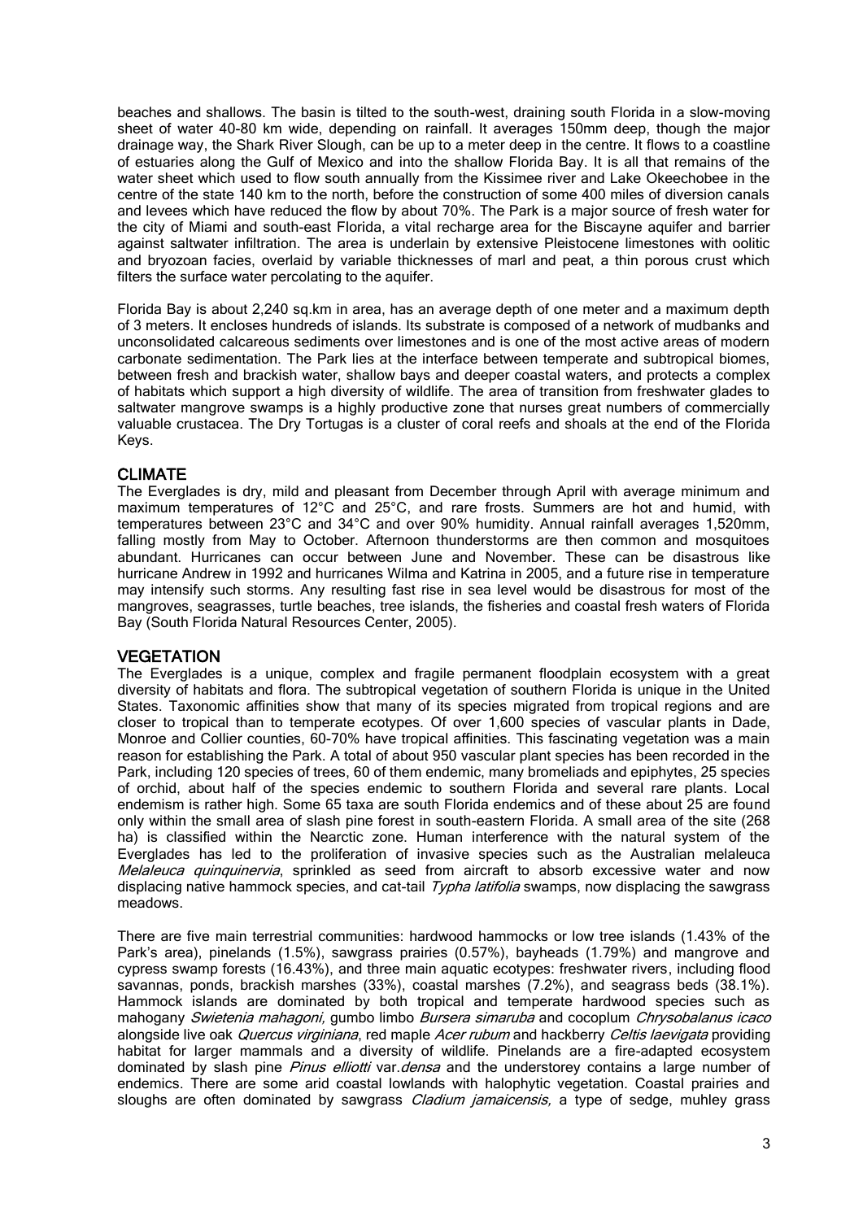beaches and shallows. The basin is tilted to the south-west, draining south Florida in a slow-moving sheet of water 40-80 km wide, depending on rainfall. It averages 150mm deep, though the major drainage way, the Shark River Slough, can be up to a meter deep in the centre. It flows to a coastline of estuaries along the Gulf of Mexico and into the shallow Florida Bay. It is all that remains of the water sheet which used to flow south annually from the Kissimee river and Lake Okeechobee in the centre of the state 140 km to the north, before the construction of some 400 miles of diversion canals and levees which have reduced the flow by about 70%. The Park is a major source of fresh water for the city of Miami and south-east Florida, a vital recharge area for the Biscayne aquifer and barrier against saltwater infiltration. The area is underlain by extensive Pleistocene limestones with oolitic and bryozoan facies, overlaid by variable thicknesses of marl and peat, a thin porous crust which filters the surface water percolating to the aquifer.

Florida Bay is about 2,240 sq.km in area, has an average depth of one meter and a maximum depth of 3 meters. It encloses hundreds of islands. Its substrate is composed of a network of mudbanks and unconsolidated calcareous sediments over limestones and is one of the most active areas of modern carbonate sedimentation. The Park lies at the interface between temperate and subtropical biomes, between fresh and brackish water, shallow bays and deeper coastal waters, and protects a complex of habitats which support a high diversity of wildlife. The area of transition from freshwater glades to saltwater mangrove swamps is a highly productive zone that nurses great numbers of commercially valuable crustacea. The Dry Tortugas is a cluster of coral reefs and shoals at the end of the Florida Keys.

## CLIMATE

The Everglades is dry, mild and pleasant from December through April with average minimum and maximum temperatures of 12°C and 25°C, and rare frosts. Summers are hot and humid, with temperatures between 23°C and 34°C and over 90% humidity. Annual rainfall averages 1,520mm, falling mostly from May to October. Afternoon thunderstorms are then common and mosquitoes abundant. Hurricanes can occur between June and November. These can be disastrous like hurricane Andrew in 1992 and hurricanes Wilma and Katrina in 2005, and a future rise in temperature may intensify such storms. Any resulting fast rise in sea level would be disastrous for most of the mangroves, seagrasses, turtle beaches, tree islands, the fisheries and coastal fresh waters of Florida Bay (South Florida Natural Resources Center, 2005).

## VEGETATION

The Everglades is a unique, complex and fragile permanent floodplain ecosystem with a great diversity of habitats and flora. The subtropical vegetation of southern Florida is unique in the United States. Taxonomic affinities show that many of its species migrated from tropical regions and are closer to tropical than to temperate ecotypes. Of over 1,600 species of vascular plants in Dade, Monroe and Collier counties, 60-70% have tropical affinities. This fascinating vegetation was a main reason for establishing the Park. A total of about 950 vascular plant species has been recorded in the Park, including 120 species of trees, 60 of them endemic, many bromeliads and epiphytes, 25 species of orchid, about half of the species endemic to southern Florida and several rare plants. Local endemism is rather high. Some 65 taxa are south Florida endemics and of these about 25 are found only within the small area of slash pine forest in south-eastern Florida. A small area of the site (268 ha) is classified within the Nearctic zone. Human interference with the natural system of the Everglades has led to the proliferation of invasive species such as the Australian melaleuca *Melaleuca quinquinervia*, sprinkled as seed from aircraft to absorb excessive water and now displacing native hammock species, and cat-tail *Typha latifolia* swamps, now displacing the sawgrass meadows.

There are five main terrestrial communities: hardwood hammocks or low tree islands (1.43% of the Park's area), pinelands (1.5%), sawgrass prairies (0.57%), bayheads (1.79%) and mangrove and cypress swamp forests (16.43%), and three main aquatic ecotypes: freshwater rivers, including flood savannas, ponds, brackish marshes (33%), coastal marshes (7.2%), and seagrass beds (38.1%). Hammock islands are dominated by both tropical and temperate hardwood species such as mahogany *Swietenia mahagoni,* gumbo limbo *Bursera simaruba* and cocoplum *Chrysobalanus icaco* alongside live oak *Quercus virginiana*, red maple *Acer rubum* and hackberry *Celtis laevigata* providing habitat for larger mammals and a diversity of wildlife. Pinelands are a fire-adapted ecosystem dominated by slash pine *Pinus elliotti* var.*densa* and the understorey contains a large number of endemics. There are some arid coastal lowlands with halophytic vegetation. Coastal prairies and sloughs are often dominated by sawgrass *Cladium jamaicensis,* a type of sedge, muhley grass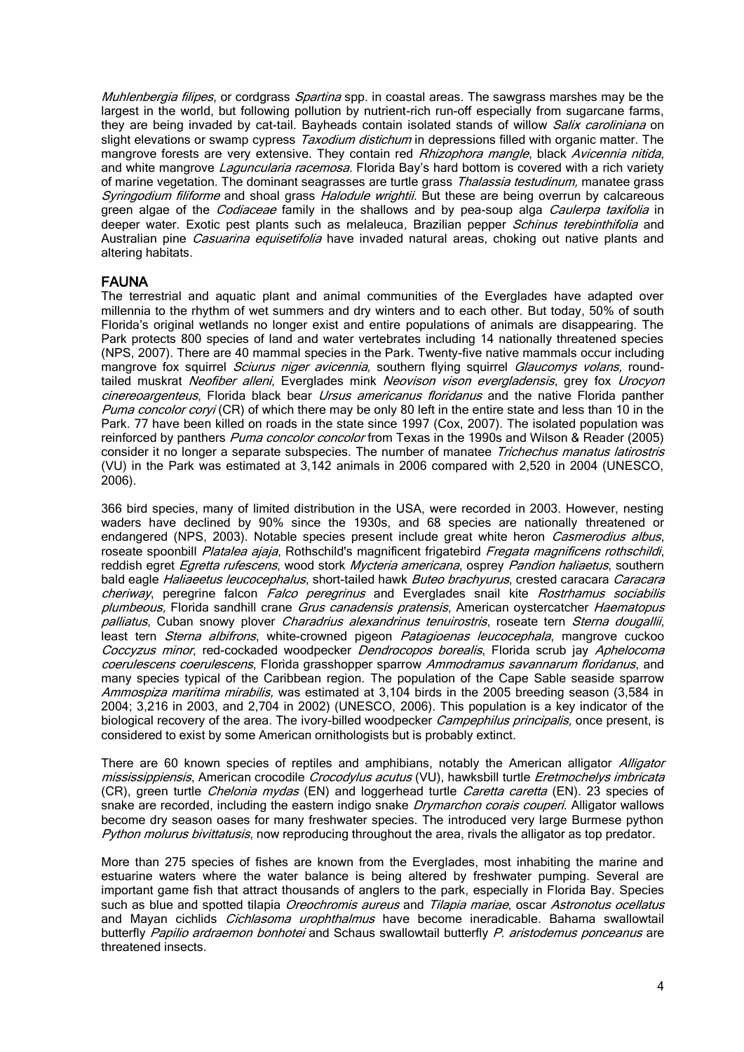*Muhlenbergia filipes*, or cordgrass *Spartina* spp. in coastal areas. The sawgrass marshes may be the largest in the world, but following pollution by nutrient-rich run-off especially from sugarcane farms, they are being invaded by cat-tail. Bayheads contain isolated stands of willow *Salix caroliniana* on slight elevations or swamp cypress *Taxodium distichum* in depressions filled with organic matter. The mangrove forests are very extensive. They contain red *Rhizophora mangle*, black *Avicennia nitida*, and white mangrove *Laguncularia racemosa*. Florida Bay's hard bottom is covered with a rich variety of marine vegetation. The dominant seagrasses are turtle grass *Thalassia testudinum,* manatee grass *Syringodium filiforme* and shoal grass *Halodule wrightii.* But these are being overrun by calcareous green algae of the *Codiaceae* family in the shallows and by pea-soup alga *Caulerpa taxifolia* in deeper water. Exotic pest plants such as melaleuca*,* Brazilian pepper *Schinus terebinthifolia* and Australian pine *Casuarina equisetifolia* have invaded natural areas, choking out native plants and altering habitats.

## FAUNA

The terrestrial and aquatic plant and animal communities of the Everglades have adapted over millennia to the rhythm of wet summers and dry winters and to each other. But today, 50% of south Florida's original wetlands no longer exist and entire populations of animals are disappearing. The Park protects 800 species of land and water vertebrates including 14 nationally threatened species (NPS, 2007). There are 40 mammal species in the Park. Twenty-five native mammals occur including mangrove fox squirrel *Sciurus niger avicennia,* southern flying squirrel *Glaucomys volans,* round-tailed muskrat *Neofiber alleni*, Everglades mink *Neovison vison evergladensis*, grey fox *Urocyon cinereoargenteus*, Florida black bear *Ursus americanus floridanus* and the native Florida panther *Puma concolor coryi* (CR) of which there may be only 80 left in the entire state and less than 10 in the Park. 77 have been killed on roads in the state since 1997 (Cox, 2007). The isolated population was reinforced by panthers *Puma concolor concolor* from Texas in the 1990s and Wilson & Reader (2005) consider it no longer a separate subspecies. The number of manatee *Trichechus manatus latirostris* (VU) in the Park was estimated at 3,142 animals in 2006 compared with 2,520 in 2004 (UNESCO, 2006).

366 bird species, many of limited distribution in the USA, were recorded in 2003. However, nesting waders have declined by 90% since the 1930s, and 68 species are nationally threatened or endangered (NPS, 2003). Notable species present include great white heron *Casmerodius albus*, roseate spoonbill *Platalea ajaja*, Rothschild's magnificent frigatebird *Fregata magnificens rothschildi*, reddish egret *Egretta rufescens*, wood stork *Mycteria americana*, osprey *Pandion haliaetus*, southern bald eagle *Haliaeetus leucocephalus*, short-tailed hawk *Buteo brachyurus*, crested caracara *Caracara cheriway*, peregrine falcon *Falco peregrinus* and Everglades snail kite *Rostrhamus sociabilis plumbeous,* Florida sandhill crane *Grus canadensis pratensis*, American oystercatcher *Haematopus palliatus*, Cuban snowy plover *Charadrius alexandrinus tenuirostris*, roseate tern *Sterna dougallii*, least tern *Sterna albifrons*, white-crowned pigeon *Patagioenas leucocephala*, mangrove cuckoo *Coccyzus minor*, red-cockaded woodpecker *Dendrocopos borealis*, Florida scrub jay *Aphelocoma coerulescens coerulescens*, Florida grasshopper sparrow *Ammodramus savannarum floridanus*, and many species typical of the Caribbean region. The population of the Cape Sable seaside sparrow *Ammospiza maritima mirabilis,* was estimated at 3,104 birds in the 2005 breeding season (3,584 in 2004; 3,216 in 2003, and 2,704 in 2002) (UNESCO, 2006). This population is a key indicator of the biological recovery of the area. The ivory-billed woodpecker *Campephilus principalis,* once present, is considered to exist by some American ornithologists but is probably extinct.

There are 60 known species of reptiles and amphibians, notably the American alligator *Alligator mississippiensis*, American crocodile *Crocodylus acutus* (VU), hawksbill turtle *Eretmochelys imbricata* (CR), green turtle *Chelonia mydas* (EN) and loggerhead turtle *Caretta caretta* (EN). 23 species of snake are recorded, including the eastern indigo snake *Drymarchon corais couperi*. Alligator wallows become dry season oases for many freshwater species. The introduced very large Burmese python *Python molurus bivittatusis*, now reproducing throughout the area, rivals the alligator as top predator.

More than 275 species of fishes are known from the Everglades, most inhabiting the marine and estuarine waters where the water balance is being altered by freshwater pumping. Several are important game fish that attract thousands of anglers to the park, especially in Florida Bay. Species such as blue and spotted tilapia *Oreochromis aureus* and *Tilapia mariae*, oscar *Astronotus ocellatus* and Mayan cichlids *Cichlasoma urophthalmus* have become ineradicable. Bahama swallowtail butterfly *Papilio ardraemon bonhotei* and Schaus swallowtail butterfly *P. aristodemus ponceanus* are threatened insects.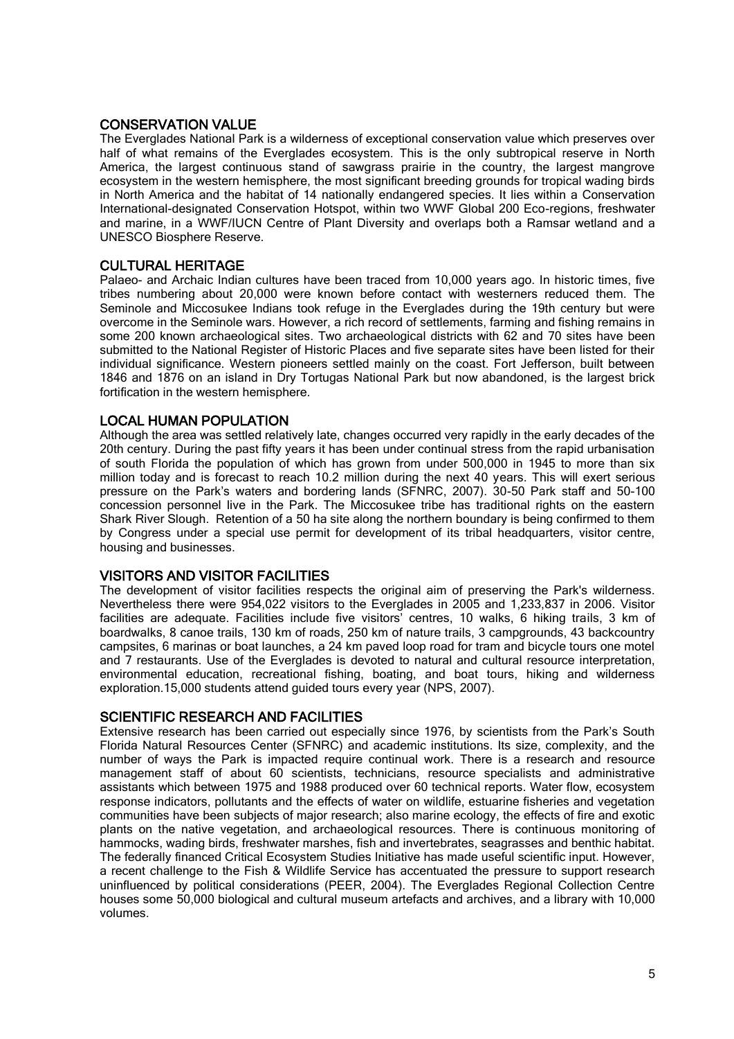## CONSERVATION VALUE

The Everglades National Park is a wilderness of exceptional conservation value which preserves over half of what remains of the Everglades ecosystem. This is the only subtropical reserve in North America, the largest continuous stand of sawgrass prairie in the country, the largest mangrove ecosystem in the western hemisphere, the most significant breeding grounds for tropical wading birds in North America and the habitat of 14 nationally endangered species. It lies within a Conservation International-designated Conservation Hotspot, within two WWF Global 200 Eco-regions, freshwater and marine, in a WWF/IUCN Centre of Plant Diversity and overlaps both a Ramsar wetland and a UNESCO Biosphere Reserve.

## CULTURAL HERITAGE

Palaeo- and Archaic Indian cultures have been traced from 10,000 years ago. In historic times, five tribes numbering about 20,000 were known before contact with westerners reduced them. The Seminole and Miccosukee Indians took refuge in the Everglades during the 19th century but were overcome in the Seminole wars. However, a rich record of settlements, farming and fishing remains in some 200 known archaeological sites. Two archaeological districts with 62 and 70 sites have been submitted to the National Register of Historic Places and five separate sites have been listed for their individual significance. Western pioneers settled mainly on the coast. Fort Jefferson, built between 1846 and 1876 on an island in Dry Tortugas National Park but now abandoned, is the largest brick fortification in the western hemisphere.

## LOCAL HUMAN POPULATION

Although the area was settled relatively late, changes occurred very rapidly in the early decades of the 20th century. During the past fifty years it has been under continual stress from the rapid urbanisation of south Florida the population of which has grown from under 500,000 in 1945 to more than six million today and is forecast to reach 10.2 million during the next 40 years. This will exert serious pressure on the Park's waters and bordering lands (SFNRC, 2007). 30-50 Park staff and 50-100 concession personnel live in the Park. The Miccosukee tribe has traditional rights on the eastern Shark River Slough. Retention of a 50 ha site along the northern boundary is being confirmed to them by Congress under a special use permit for development of its tribal headquarters, visitor centre, housing and businesses.

## VISITORS AND VISITOR FACILITIES

The development of visitor facilities respects the original aim of preserving the Park's wilderness. Nevertheless there were 954,022 visitors to the Everglades in 2005 and 1,233,837 in 2006. Visitor facilities are adequate. Facilities include five visitors' centres, 10 walks, 6 hiking trails, 3 km of boardwalks, 8 canoe trails, 130 km of roads, 250 km of nature trails, 3 campgrounds, 43 backcountry campsites, 6 marinas or boat launches, a 24 km paved loop road for tram and bicycle tours one motel and 7 restaurants. Use of the Everglades is devoted to natural and cultural resource interpretation, environmental education, recreational fishing, boating, and boat tours, hiking and wilderness exploration.15,000 students attend guided tours every year (NPS, 2007).

## SCIENTIFIC RESEARCH AND FACILITIES

Extensive research has been carried out especially since 1976, by scientists from the Park's South Florida Natural Resources Center (SFNRC) and academic institutions. Its size, complexity, and the number of ways the Park is impacted require continual work. There is a research and resource management staff of about 60 scientists, technicians, resource specialists and administrative assistants which between 1975 and 1988 produced over 60 technical reports. Water flow, ecosystem response indicators, pollutants and the effects of water on wildlife, estuarine fisheries and vegetation communities have been subjects of major research; also marine ecology, the effects of fire and exotic plants on the native vegetation, and archaeological resources. There is continuous monitoring of hammocks, wading birds, freshwater marshes, fish and invertebrates, seagrasses and benthic habitat. The federally financed Critical Ecosystem Studies Initiative has made useful scientific input. However, a recent challenge to the Fish & Wildlife Service has accentuated the pressure to support research uninfluenced by political considerations (PEER, 2004). The Everglades Regional Collection Centre houses some 50,000 biological and cultural museum artefacts and archives, and a library with 10,000 volumes.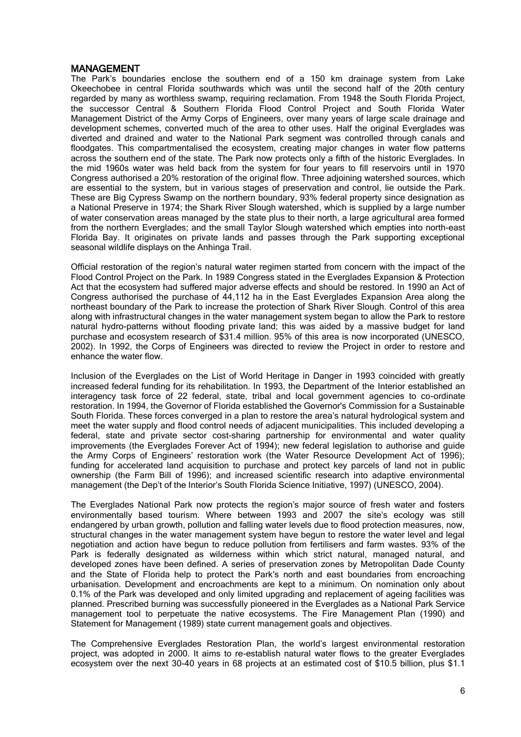## MANAGEMENT

The Park's boundaries enclose the southern end of a 150 km drainage system from Lake Okeechobee in central Florida southwards which was until the second half of the 20th century regarded by many as worthless swamp, requiring reclamation. From 1948 the South Florida Project, the successor Central & Southern Florida Flood Control Project and South Florida Water Management District of the Army Corps of Engineers, over many years of large scale drainage and development schemes, converted much of the area to other uses. Half the original Everglades was diverted and drained and water to the National Park segment was controlled through canals and floodgates. This compartmentalised the ecosystem, creating major changes in water flow patterns across the southern end of the state. The Park now protects only a fifth of the historic Everglades. In the mid 1960s water was held back from the system for four years to fill reservoirs until in 1970 Congress authorised a 20% restoration of the original flow. Three adjoining watershed sources, which are essential to the system, but in various stages of preservation and control, lie outside the Park. These are Big Cypress Swamp on the northern boundary, 93% federal property since designation as a National Preserve in 1974; the Shark River Slough watershed, which is supplied by a large number of water conservation areas managed by the state plus to their north, a large agricultural area formed from the northern Everglades; and the small Taylor Slough watershed which empties into north-east Florida Bay. It originates on private lands and passes through the Park supporting exceptional seasonal wildlife displays on the Anhinga Trail.

Official restoration of the region's natural water regimen started from concern with the impact of the Flood Control Project on the Park. In 1989 Congress stated in the Everglades Expansion & Protection Act that the ecosystem had suffered major adverse effects and should be restored. In 1990 an Act of Congress authorised the purchase of 44,112 ha in the East Everglades Expansion Area along the northeast boundary of the Park to increase the protection of Shark River Slough. Control of this area along with infrastructural changes in the water management system began to allow the Park to restore natural hydro-patterns without flooding private land; this was aided by a massive budget for land purchase and ecosystem research of $31.4 million. 95% of this area is now incorporated (UNESCO, 2002). In 1992, the Corps of Engineers was directed to review the Project in order to restore and enhance the water flow.

Inclusion of the Everglades on the List of World Heritage in Danger in 1993 coincided with greatly increased federal funding for its rehabilitation. In 1993, the Department of the Interior established an interagency task force of 22 federal, state, tribal and local government agencies to co-ordinate restoration. In 1994, the Governor of Florida established the Governor's Commission for a Sustainable South Florida. These forces converged in a plan to restore the area's natural hydrological system and meet the water supply and flood control needs of adjacent municipalities. This included developing a federal, state and private sector cost-sharing partnership for environmental and water quality improvements (the Everglades Forever Act of 1994); new federal legislation to authorise and guide the Army Corps of Engineers' restoration work (the Water Resource Development Act of 1996); funding for accelerated land acquisition to purchase and protect key parcels of land not in public ownership (the Farm Bill of 1996); and increased scientific research into adaptive environmental management (the Dep't of the Interior's South Florida Science Initiative, 1997) (UNESCO, 2004).

The Everglades National Park now protects the region's major source of fresh water and fosters environmentally based tourism. Where between 1993 and 2007 the site's ecology was still endangered by urban growth, pollution and falling water levels due to flood protection measures, now, structural changes in the water management system have begun to restore the water level and legal negotiation and action have begun to reduce pollution from fertilisers and farm wastes. 93% of the Park is federally designated as wilderness within which strict natural, managed natural, and developed zones have been defined. A series of preservation zones by Metropolitan Dade County and the State of Florida help to protect the Park's north and east boundaries from encroaching urbanisation. Development and encroachments are kept to a minimum. On nomination only about 0.1% of the Park was developed and only limited upgrading and replacement of ageing facilities was planned. Prescribed burning was successfully pioneered in the Everglades as a National Park Service management tool to perpetuate the native ecosystems. The Fire Management Plan (1990) and Statement for Management (1989) state current management goals and objectives.

The Comprehensive Everglades Restoration Plan, the world's largest environmental restoration project, was adopted in 2000. It aims to re-establish natural water flows to the greater Everglades ecosystem over the next 30-40 years in 68 projects at an estimated cost of $10.5 billion, plus $1.1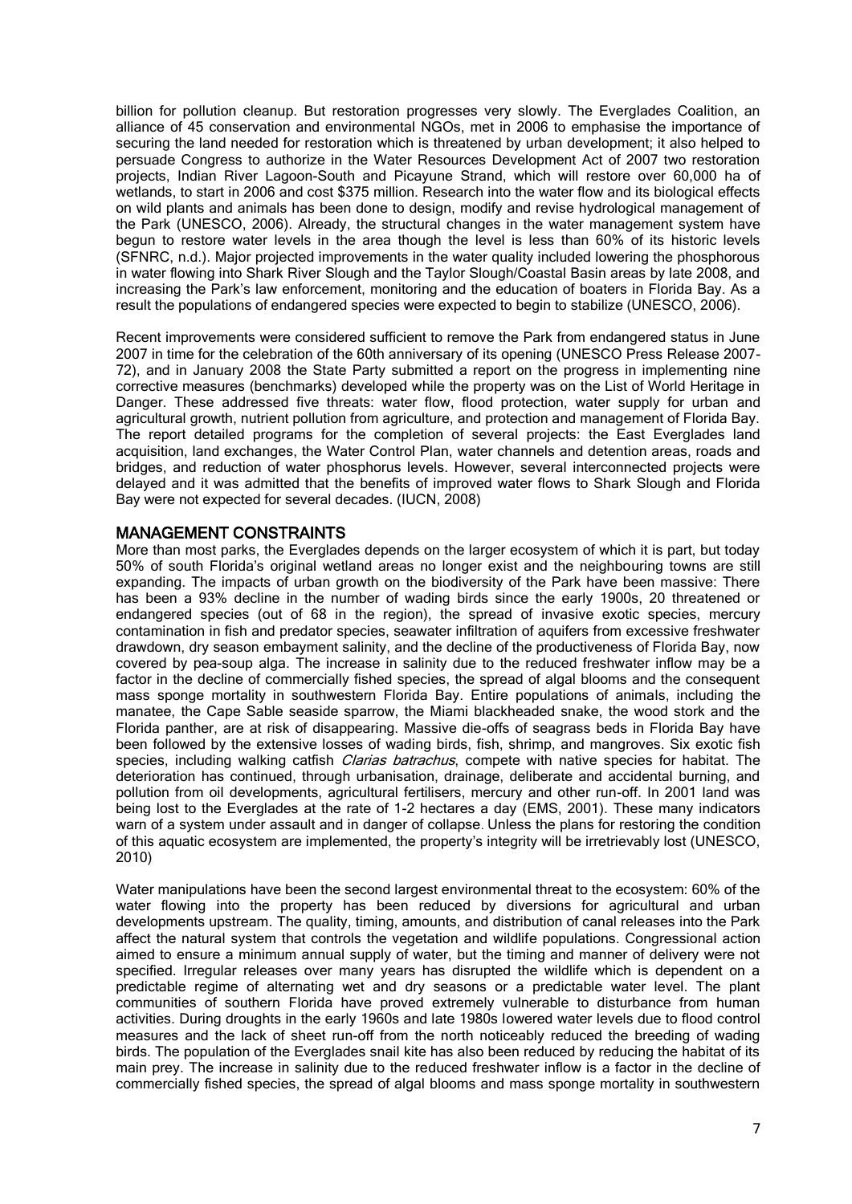billion for pollution cleanup. But restoration progresses very slowly. The Everglades Coalition, an alliance of 45 conservation and environmental NGOs, met in 2006 to emphasise the importance of securing the land needed for restoration which is threatened by urban development; it also helped to persuade Congress to authorize in the Water Resources Development Act of 2007 two restoration projects, Indian River Lagoon-South and Picayune Strand, which will restore over 60,000 ha of wetlands, to start in 2006 and cost $375 million. Research into the water flow and its biological effects on wild plants and animals has been done to design, modify and revise hydrological management of the Park (UNESCO, 2006). Already, the structural changes in the water management system have begun to restore water levels in the area though the level is less than 60% of its historic levels (SFNRC, n.d.). Major projected improvements in the water quality included lowering the phosphorous in water flowing into Shark River Slough and the Taylor Slough/Coastal Basin areas by late 2008, and increasing the Park's law enforcement, monitoring and the education of boaters in Florida Bay. As a result the populations of endangered species were expected to begin to stabilize (UNESCO, 2006).

Recent improvements were considered sufficient to remove the Park from endangered status in June 2007 in time for the celebration of the 60th anniversary of its opening (UNESCO Press Release 2007-72), and in January 2008 the State Party submitted a report on the progress in implementing nine corrective measures (benchmarks) developed while the property was on the List of World Heritage in Danger. These addressed five threats: water flow, flood protection, water supply for urban and agricultural growth, nutrient pollution from agriculture, and protection and management of Florida Bay. The report detailed programs for the completion of several projects: the East Everglades land acquisition, land exchanges, the Water Control Plan, water channels and detention areas, roads and bridges, and reduction of water phosphorus levels. However, several interconnected projects were delayed and it was admitted that the benefits of improved water flows to Shark Slough and Florida Bay were not expected for several decades. (IUCN, 2008)

## MANAGEMENT CONSTRAINTS

More than most parks, the Everglades depends on the larger ecosystem of which it is part, but today 50% of south Florida's original wetland areas no longer exist and the neighbouring towns are still expanding. The impacts of urban growth on the biodiversity of the Park have been massive: There has been a 93% decline in the number of wading birds since the early 1900s, 20 threatened or endangered species (out of 68 in the region), the spread of invasive exotic species, mercury contamination in fish and predator species, seawater infiltration of aquifers from excessive freshwater drawdown, dry season embayment salinity, and the decline of the productiveness of Florida Bay, now covered by pea-soup alga. The increase in salinity due to the reduced freshwater inflow may be a factor in the decline of commercially fished species, the spread of algal blooms and the consequent mass sponge mortality in southwestern Florida Bay. Entire populations of animals, including the manatee, the Cape Sable seaside sparrow, the Miami blackheaded snake, the wood stork and the Florida panther, are at risk of disappearing. Massive die-offs of seagrass beds in Florida Bay have been followed by the extensive losses of wading birds, fish, shrimp, and mangroves. Six exotic fish species, including walking catfish *Clarias batrachus*, compete with native species for habitat. The deterioration has continued, through urbanisation, drainage, deliberate and accidental burning, and pollution from oil developments, agricultural fertilisers, mercury and other run-off. In 2001 land was being lost to the Everglades at the rate of 1-2 hectares a day (EMS, 2001). These many indicators warn of a system under assault and in danger of collapse. Unless the plans for restoring the condition of this aquatic ecosystem are implemented, the property's integrity will be irretrievably lost (UNESCO, 2010)

Water manipulations have been the second largest environmental threat to the ecosystem: 60% of the water flowing into the property has been reduced by diversions for agricultural and urban developments upstream. The quality, timing, amounts, and distribution of canal releases into the Park affect the natural system that controls the vegetation and wildlife populations. Congressional action aimed to ensure a minimum annual supply of water, but the timing and manner of delivery were not specified. Irregular releases over many years has disrupted the wildlife which is dependent on a predictable regime of alternating wet and dry seasons or a predictable water level. The plant communities of southern Florida have proved extremely vulnerable to disturbance from human activities. During droughts in the early 1960s and late 1980s lowered water levels due to flood control measures and the lack of sheet run-off from the north noticeably reduced the breeding of wading birds. The population of the Everglades snail kite has also been reduced by reducing the habitat of its main prey. The increase in salinity due to the reduced freshwater inflow is a factor in the decline of commercially fished species, the spread of algal blooms and mass sponge mortality in southwestern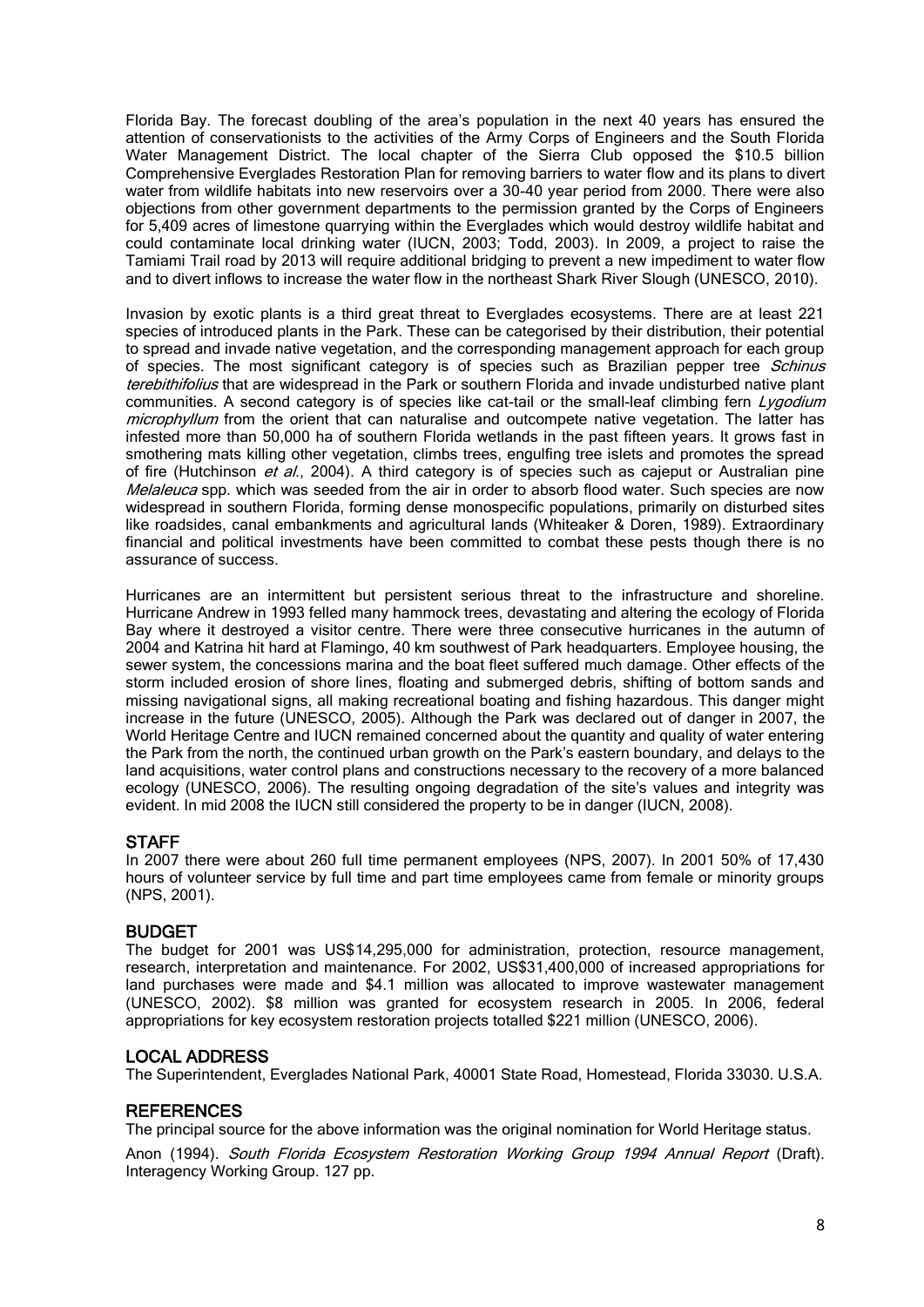Florida Bay. The forecast doubling of the area's population in the next 40 years has ensured the attention of conservationists to the activities of the Army Corps of Engineers and the South Florida Water Management District. The local chapter of the Sierra Club opposed the $10.5 billion Comprehensive Everglades Restoration Plan for removing barriers to water flow and its plans to divert water from wildlife habitats into new reservoirs over a 30-40 year period from 2000. There were also objections from other government departments to the permission granted by the Corps of Engineers for 5,409 acres of limestone quarrying within the Everglades which would destroy wildlife habitat and could contaminate local drinking water (IUCN, 2003; Todd, 2003). In 2009, a project to raise the Tamiami Trail road by 2013 will require additional bridging to prevent a new impediment to water flow and to divert inflows to increase the water flow in the northeast Shark River Slough (UNESCO, 2010).

Invasion by exotic plants is a third great threat to Everglades ecosystems. There are at least 221 species of introduced plants in the Park. These can be categorised by their distribution, their potential to spread and invade native vegetation, and the corresponding management approach for each group of species. The most significant category is of species such as Brazilian pepper tree *Schinus terebithifolius* that are widespread in the Park or southern Florida and invade undisturbed native plant communities. A second category is of species like cat-tail or the small-leaf climbing fern *Lygodium microphyllum* from the orient that can naturalise and outcompete native vegetation. The latter has infested more than 50,000 ha of southern Florida wetlands in the past fifteen years. It grows fast in smothering mats killing other vegetation, climbs trees, engulfing tree islets and promotes the spread of fire (Hutchinson *et al.*, 2004). A third category is of species such as cajeput or Australian pine *Melaleuca* spp. which was seeded from the air in order to absorb flood water. Such species are now widespread in southern Florida, forming dense monospecific populations, primarily on disturbed sites like roadsides, canal embankments and agricultural lands (Whiteaker & Doren, 1989). Extraordinary financial and political investments have been committed to combat these pests though there is no assurance of success.

Hurricanes are an intermittent but persistent serious threat to the infrastructure and shoreline. Hurricane Andrew in 1993 felled many hammock trees, devastating and altering the ecology of Florida Bay where it destroyed a visitor centre. There were three consecutive hurricanes in the autumn of 2004 and Katrina hit hard at Flamingo, 40 km southwest of Park headquarters. Employee housing, the sewer system, the concessions marina and the boat fleet suffered much damage. Other effects of the storm included erosion of shore lines, floating and submerged debris, shifting of bottom sands and missing navigational signs, all making recreational boating and fishing hazardous. This danger might increase in the future (UNESCO, 2005). Although the Park was declared out of danger in 2007, the World Heritage Centre and IUCN remained concerned about the quantity and quality of water entering the Park from the north, the continued urban growth on the Park's eastern boundary, and delays to the land acquisitions, water control plans and constructions necessary to the recovery of a more balanced ecology (UNESCO, 2006). The resulting ongoing degradation of the site's values and integrity was evident. In mid 2008 the IUCN still considered the property to be in danger (IUCN, 2008).

## STAFF

In 2007 there were about 260 full time permanent employees (NPS, 2007). In 2001 50% of 17,430 hours of volunteer service by full time and part time employees came from female or minority groups (NPS, 2001).

## BUDGET

The budget for 2001 was US$14,295,000 for administration, protection, resource management, research, interpretation and maintenance. For 2002, US$31,400,000 of increased appropriations for land purchases were made and $4.1 million was allocated to improve wastewater management (UNESCO, 2002). $8 million was granted for ecosystem research in 2005. In 2006, federal appropriations for key ecosystem restoration projects totalled $221 million (UNESCO, 2006).

## LOCAL ADDRESS

The Superintendent, Everglades National Park, 40001 State Road, Homestead, Florida 33030. U.S.A.

## REFERENCES

The principal source for the above information was the original nomination for World Heritage status.

Anon (1994). *South Florida Ecosystem Restoration Working Group 1994 Annual Report* (Draft). Interagency Working Group. 127 pp.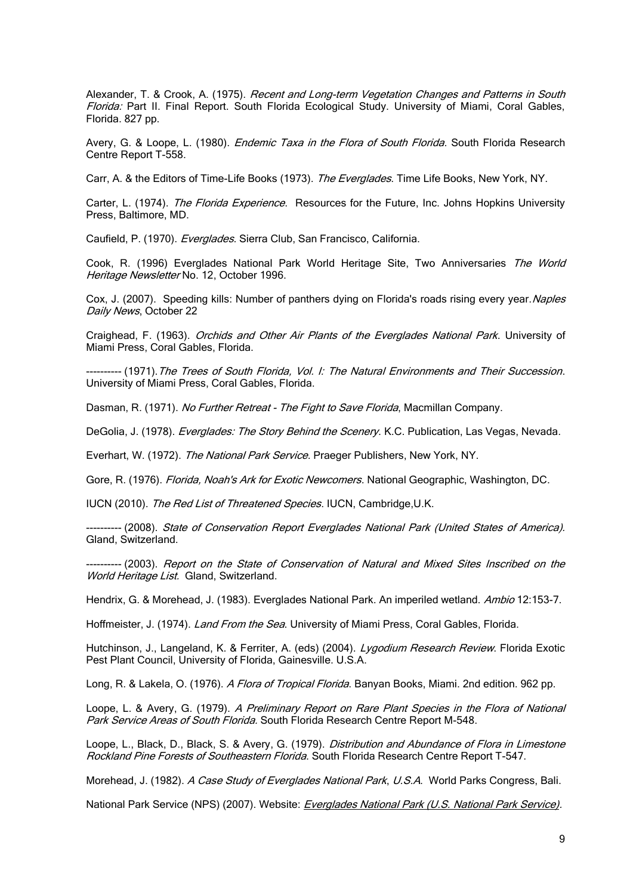Alexander, T. & Crook, A. (1975). *Recent and Long-term Vegetation Changes and Patterns in South Florida:* Part II. Final Report. South Florida Ecological Study. University of Miami, Coral Gables, Florida. 827 pp.

Avery, G. & Loope, L. (1980). *Endemic Taxa in the Flora of South Florida*. South Florida Research Centre Report T-558.

Carr, A. & the Editors of Time-Life Books (1973). *The Everglades*. Time Life Books, New York, NY.

Carter, L. (1974). *The Florida Experience*. Resources for the Future, Inc. Johns Hopkins University Press, Baltimore, MD.

Caufield, P. (1970). *Everglades*. Sierra Club, San Francisco, California.

Cook, R. (1996) Everglades National Park World Heritage Site, Two Anniversaries *The World Heritage Newsletter* No. 12, October 1996.

Cox, J. (2007). Speeding kills: Number of panthers dying on Florida's roads rising every year. *Naples Daily News*, October 22

Craighead, F. (1963). *Orchids and Other Air Plants of the Everglades National Park*. University of Miami Press, Coral Gables, Florida.

---------- (1971). *The Trees of South Florida, Vol. I: The Natural Environments and Their Succession*. University of Miami Press, Coral Gables, Florida.

Dasman, R. (1971). *No Further Retreat - The Fight to Save Florida*, Macmillan Company.

DeGolia, J. (1978). *Everglades: The Story Behind the Scenery*. K.C. Publication, Las Vegas, Nevada.

Everhart, W. (1972). *The National Park Service*. Praeger Publishers, New York, NY.

Gore, R. (1976). *Florida, Noah's Ark for Exotic Newcomers*. National Geographic, Washington, DC.

IUCN (2010). *The Red List of Threatened Species*. IUCN, Cambridge,U.K.

---------- (2008). *State of Conservation Report Everglades National Park (United States of America)*. Gland, Switzerland.

---------- (2003). *Report on the State of Conservation of Natural and Mixed Sites Inscribed on the World Heritage List.* Gland, Switzerland.

Hendrix, G. & Morehead, J. (1983). Everglades National Park. An imperiled wetland. *Ambio* 12:153-7.

Hoffmeister, J. (1974). *Land From the Sea*. University of Miami Press, Coral Gables, Florida.

Hutchinson, J., Langeland, K. & Ferriter, A. (eds) (2004). *Lygodium Research Review*. Florida Exotic Pest Plant Council, University of Florida, Gainesville. U.S.A.

Long, R. & Lakela, O. (1976). *A Flora of Tropical Florida*. Banyan Books, Miami. 2nd edition. 962 pp.

Loope, L. & Avery, G. (1979). *A Preliminary Report on Rare Plant Species in the Flora of National Park Service Areas of South Florida.* South Florida Research Centre Report M-548.

Loope, L., Black, D., Black, S. & Avery, G. (1979). *Distribution and Abundance of Flora in Limestone Rockland Pine Forests of Southeastern Florida*. South Florida Research Centre Report T-547.

Morehead, J. (1982). *A Case Study of Everglades National Park*, *U.S.A*. World Parks Congress, Bali.

National Park Service (NPS) (2007). Website: *Everglades National Park (U.S. National Park Service).*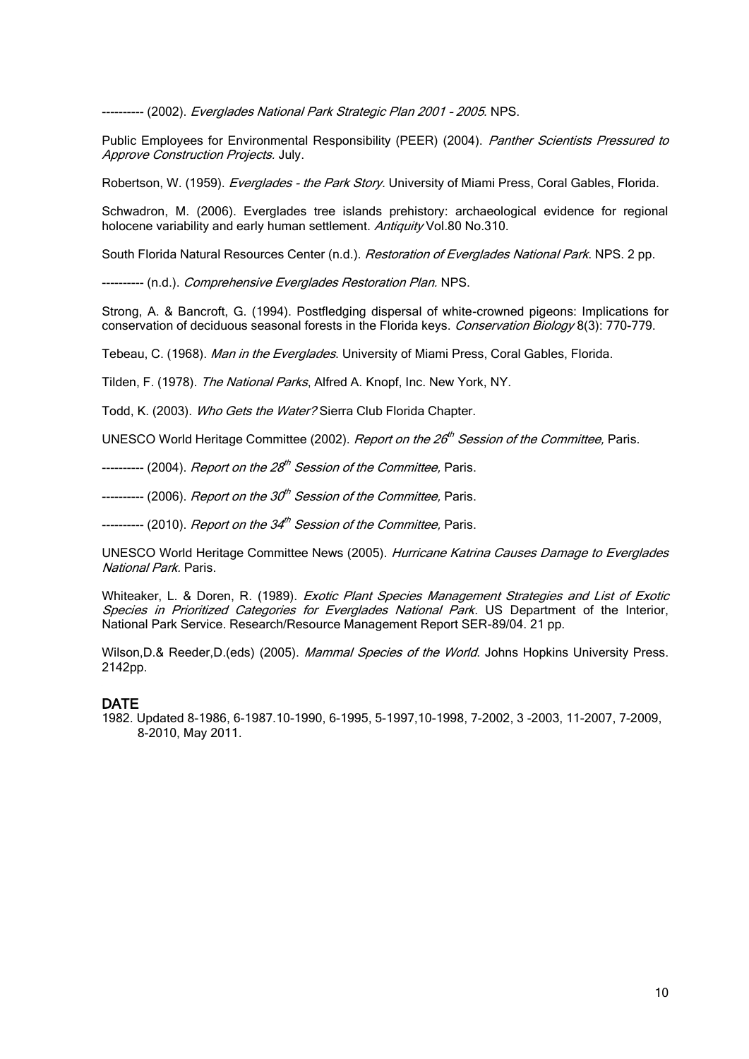---------- (2002). *Everglades National Park Strategic Plan 2001 – 2005*. NPS.

Public Employees for Environmental Responsibility (PEER) (2004). *Panther Scientists Pressured to Approve Construction Projects.* July.

Robertson, W. (1959). *Everglades - the Park Story*. University of Miami Press, Coral Gables, Florida.

Schwadron, M. (2006). Everglades tree islands prehistory: archaeological evidence for regional holocene variability and early human settlement. *Antiquity* Vol.80 No.310.

South Florida Natural Resources Center (n.d.). *Restoration of Everglades National Park*. NPS. 2 pp.

---------- (n.d.). *Comprehensive Everglades Restoration Plan*. NPS.

Strong, A. & Bancroft, G. (1994). Postfledging dispersal of white-crowned pigeons: Implications for conservation of deciduous seasonal forests in the Florida keys. *Conservation Biology* 8(3): 770-779.

Tebeau, C. (1968). *Man in the Everglades*. University of Miami Press, Coral Gables, Florida.

Tilden, F. (1978). *The National Parks*, Alfred A. Knopf, Inc. New York, NY.

Todd, K. (2003). *Who Gets the Water?* Sierra Club Florida Chapter.

UNESCO World Heritage Committee (2002). *Report on the 26th Session of the Committee,* Paris.

---------- (2004). *Report on the 28th Session of the Committee,* Paris.

---------- (2006). *Report on the 30th Session of the Committee,* Paris.

---------- (2010). *Report on the 34th Session of the Committee,* Paris.

UNESCO World Heritage Committee News (2005). *Hurricane Katrina Causes Damage to Everglades National Park*. Paris.

Whiteaker, L. & Doren, R. (1989). *Exotic Plant Species Management Strategies and List of Exotic Species in Prioritized Categories for Everglades National Park*. US Department of the Interior, National Park Service. Research/Resource Management Report SER-89/04. 21 pp.

Wilson,D.& Reeder,D.(eds) (2005). *Mammal Species of the World*. Johns Hopkins University Press. 2142pp.

## DATE

1982. Updated 8-1986, 6-1987.10-1990, 6-1995, 5-1997,10-1998, 7-2002, 3 -2003, 11-2007, 7-2009, 8-2010, May 2011.